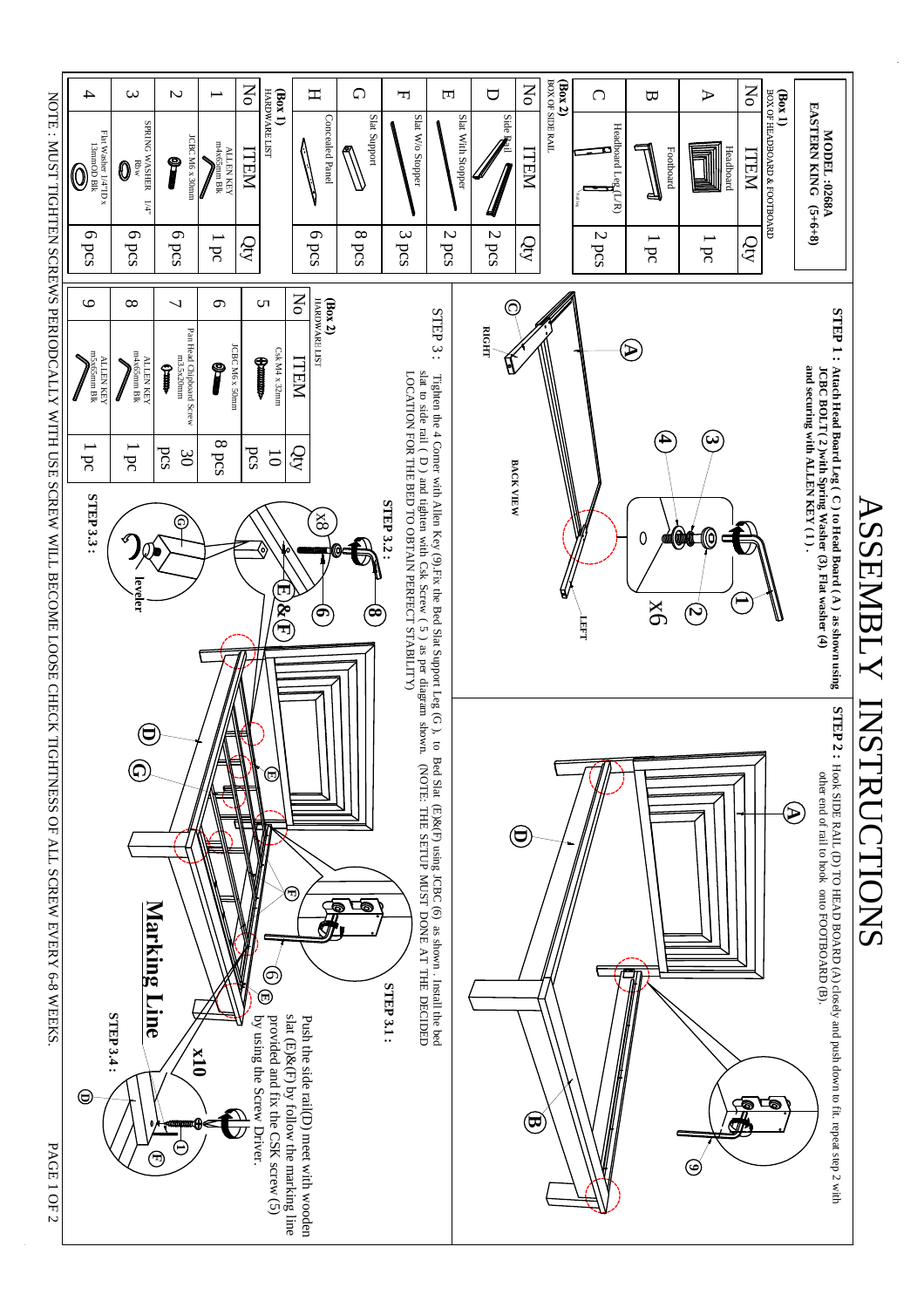# ASSEMBLY INSTRUCTIONS

**MODEL :0268A**
**EASTERN KING (5+6+8)**

**(Box 1)** BOX OF HEADBOARD & FOOTBOARD

| No | ITEM | Qty |
|---|---|---|
| A | Headboard | 1pc |
| B | Footboard | 1pc |
| C | Headboard Leg (L/R) | 2pcs |

**(Box 2)** BOX OF SIDE RAIL

| No | ITEM | Qty |
|---|---|---|
| D | Side Rail | 2 pcs |
| E | Slat With Stopper | 2 pcs |
| F | Slat W/o Stopper | 3 pcs |
| G | Slat Support | 8 pcs |
| H | Concealed Panel | 6 pcs |

**(Box 1)** HARDWARE LIST

| No | ITEM | Qty |
|---|---|---|
| 1 | ALLEN KEY m4x65mm Blk | 1 pc |
| 2 | JCBC M6 x 30mm | 6 pcs |
| 3 | SPRING WASHER 1/4" Blw | 6 pcs |
| 4 | Flat Washer 1/4"ID x 13mmOD Blk | 6 pcs |

**(Box 2)** HARDWARE LIST

| No | ITEM | Qty |
|---|---|---|
| 5 | Csk M4 x 32mm | 10 pcs |
| 6 | JCBC M6x 50mm | 8 pcs |
| 7 | Pan Head Chipboard Screw m3.5x20mm | 30 pcs |
| 8 | ALLEN KEY m4x65mm Blk | 1 pc |
| 9 | ALLEN KEY m5x65mm Blk | 1 pc |

**STEP 1 : Attach Head Board Leg ( C ) to Head Board ( A ) as shown using JCBC BOLT (2 ) with Spring Washer (3), Flat washer (4) and securing with ALLEN KEY ( 1 ) .**

RIGHT — BACK VIEW — LEFT — x6

**STEP 2 :** Hook SIDE RAIL (D) TO HEAD BOARD (A) closely and push down to fit. repeat step 2 with other end of rail to hook onto FOOTBOARD (B).

STEP 3 : Tighten the 4 Corner with Allen Key (9).Fix the Bed Slat Support Leg (G ), to Bed Slat (E)&(F) using JCBC (6) as shown . Install the bed slat to side rail ( D ) and tighten with Csk Screw ( 5 ) as per diagram shown. (NOTE: THE SETUP MUST DONE AT THE DECIDED LOCATION FOR THE BED TO OBTAIN PERFECT STABILITY)

STEP 3.1 :

STEP 3.2 : x8

STEP 3.3 : leveler

STEP 3.4 : x10

Marking Line

Push the side rail(D) meet with wooden slat (E)&(F) by follow the marking line provided and fix the CSK screw (5) by using the Screw Driver.

NOTE : MUST TIGHTEN SCREWS PERIODCALLY WITH USE SCREW WILL BECOME LOOSE CHECK TIGHTNESS OF ALL SCREW EVERY 6-8 WEEKS.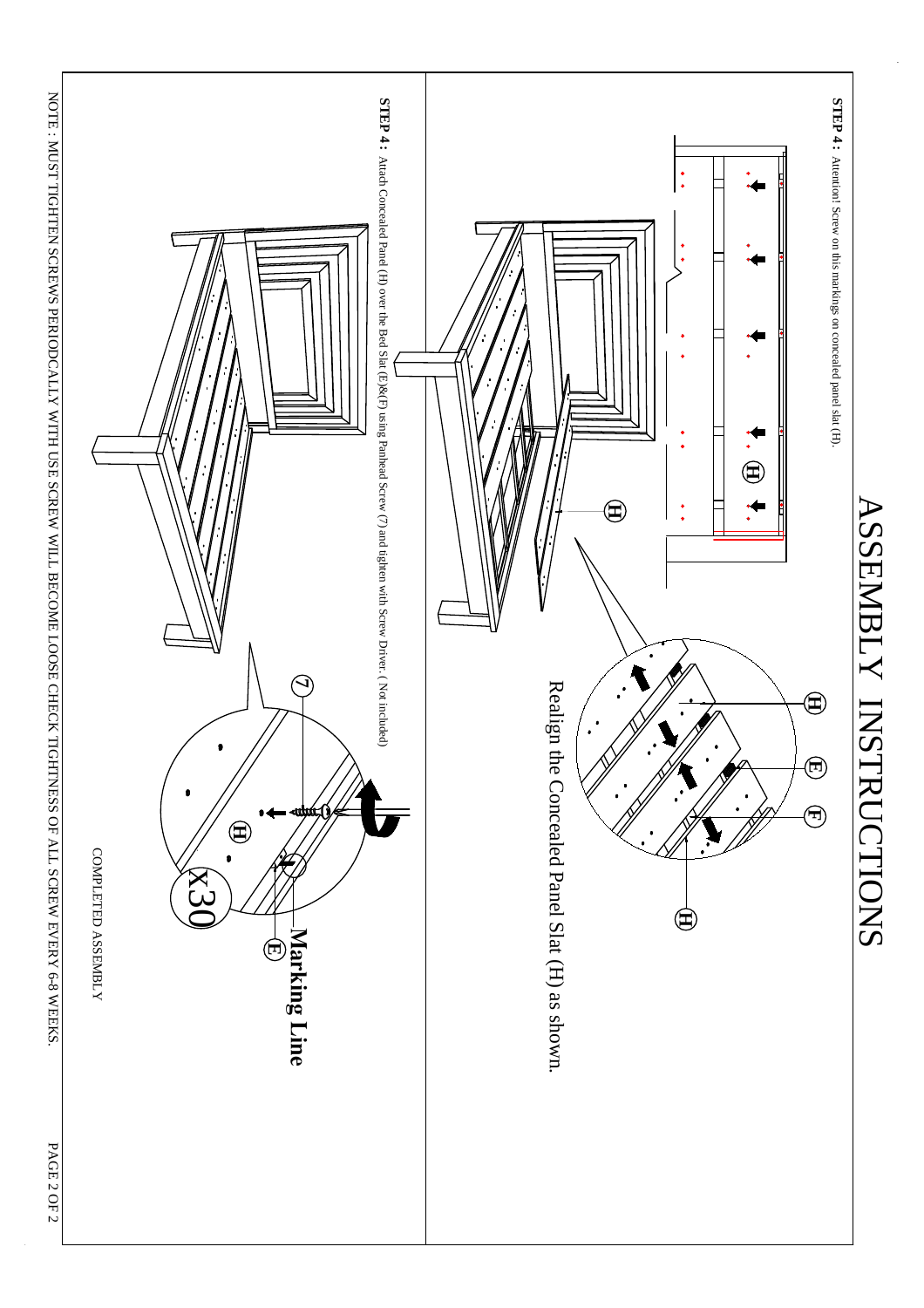# ASSEMBLY INSTRUCTIONS

**STEP 4 :** Attention! Screw on this markings on concealed panel slat (H).

H

H

H

E

F

H

Realign the Concealed Panel Slat (H) as shown.

**STEP 4 :** Attach Concealed Panel (H) over the Bed Slat (E)&(F) using Panhead Screw (7) and tighten with Screw Driver. ( Not included)

7

H

X30

E

**Marking Line**

COMPLETED ASSEMBLY

NOTE : MUST TIGHTEN SCREWS PERIODCALLY WITH USE SCREW WILL BECOME LOOSE CHECK TIGHTNESS OF ALL SCREW EVERY 6-8 WEEKS.